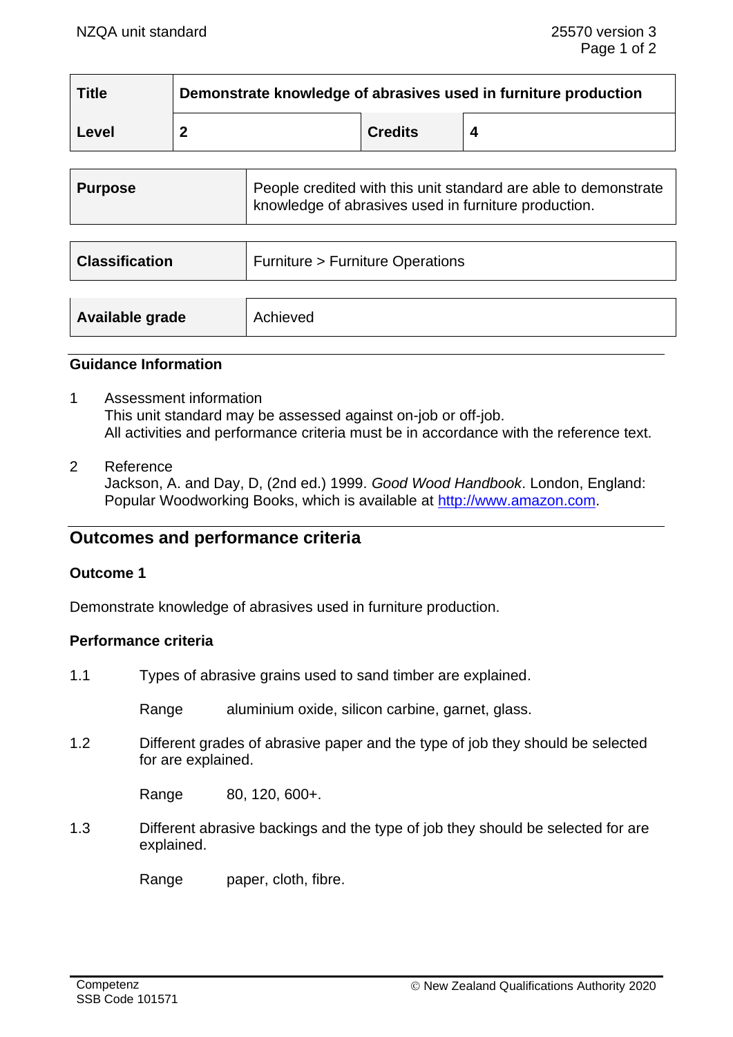| Title | Demonstrate knowledge of abrasives used in furniture production | | |
|---|---|---|---|
| Level | 2 | Credits | 4 |

| Purpose | People credited with this unit standard are able to demonstrate knowledge of abrasives used in furniture production. |
|---|---|

| Classification | Furniture > Furniture Operations |
|---|---|

| Available grade | Achieved |
|---|---|

## Guidance Information

1. Assessment information
   This unit standard may be assessed against on-job or off-job.
   All activities and performance criteria must be in accordance with the reference text.

2. Reference
   Jackson, A. and Day, D, (2nd ed.) 1999. *Good Wood Handbook*. London, England: Popular Woodworking Books, which is available at http://www.amazon.com.

## Outcomes and performance criteria

### Outcome 1

Demonstrate knowledge of abrasives used in furniture production.

### Performance criteria

1.1 Types of abrasive grains used to sand timber are explained.

Range aluminium oxide, silicon carbine, garnet, glass.

1.2 Different grades of abrasive paper and the type of job they should be selected for are explained.

Range 80, 120, 600+.

1.3 Different abrasive backings and the type of job they should be selected for are explained.

Range paper, cloth, fibre.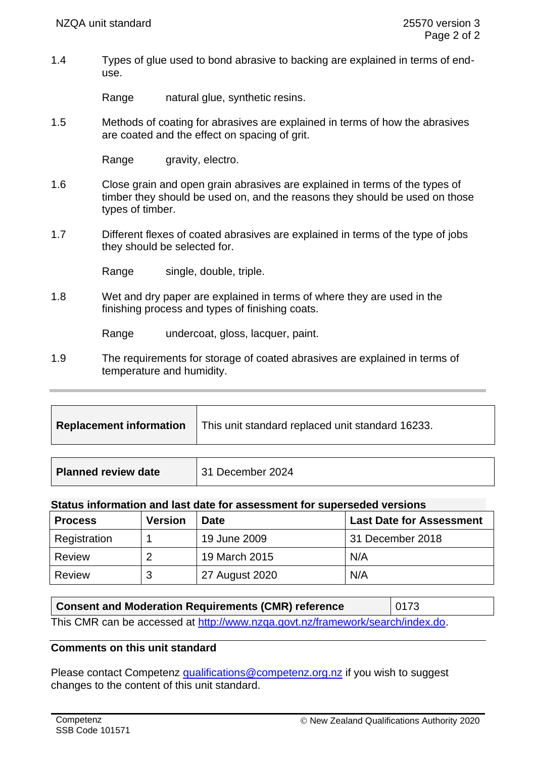1.4 Types of glue used to bond abrasive to backing are explained in terms of end-use.

Range natural glue, synthetic resins.

1.5 Methods of coating for abrasives are explained in terms of how the abrasives are coated and the effect on spacing of grit.

Range gravity, electro.

1.6 Close grain and open grain abrasives are explained in terms of the types of timber they should be used on, and the reasons they should be used on those types of timber.

1.7 Different flexes of coated abrasives are explained in terms of the type of jobs they should be selected for.

Range single, double, triple.

1.8 Wet and dry paper are explained in terms of where they are used in the finishing process and types of finishing coats.

Range undercoat, gloss, lacquer, paint.

1.9 The requirements for storage of coated abrasives are explained in terms of temperature and humidity.

---

| | |
|---|---|
| **Replacement information** | This unit standard replaced unit standard 16233. |

| | |
|---|---|
| **Planned review date** | 31 December 2024 |

**Status information and last date for assessment for superseded versions**

| Process | Version | Date | Last Date for Assessment |
|---|---|---|---|
| Registration | 1 | 19 June 2009 | 31 December 2018 |
| Review | 2 | 19 March 2015 | N/A |
| Review | 3 | 27 August 2020 | N/A |

| | |
|---|---|
| **Consent and Moderation Requirements (CMR) reference** | 0173 |

This CMR can be accessed at http://www.nzqa.govt.nz/framework/search/index.do.

**Comments on this unit standard**

Please contact Competenz qualifications@competenz.org.nz if you wish to suggest changes to the content of this unit standard.